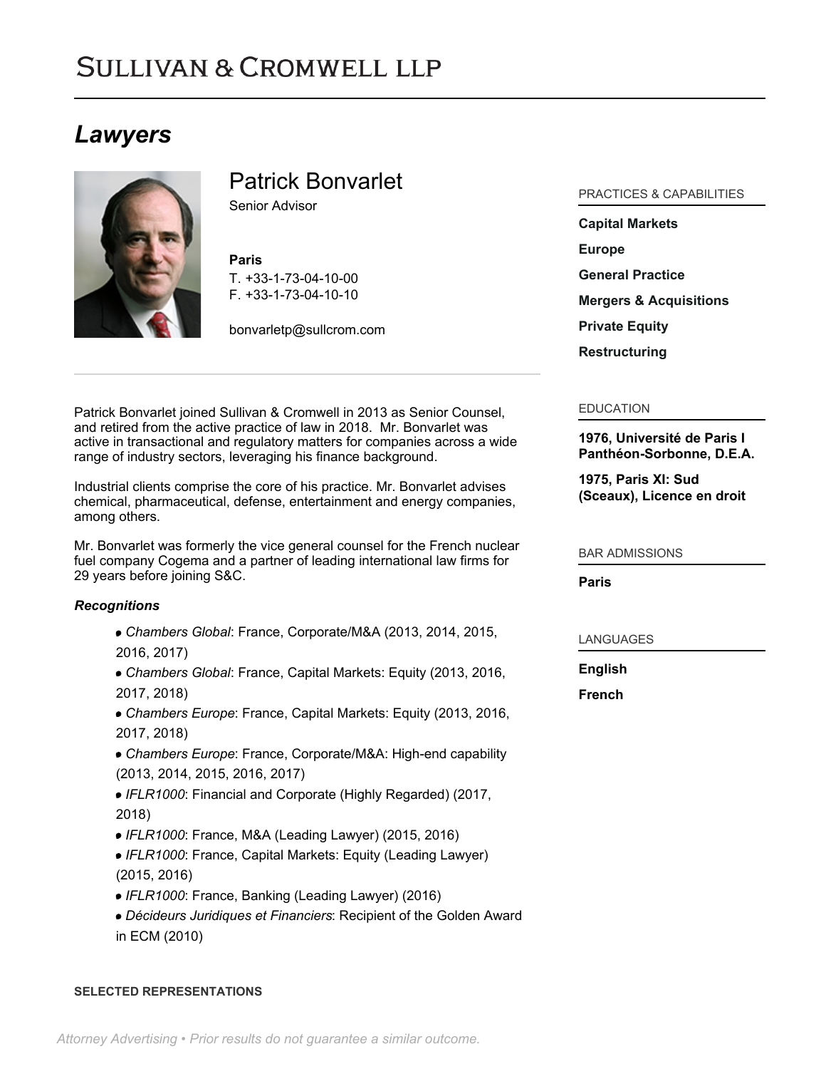# Sullivan & Cromwell LLP

## Lawyers

# Patrick Bonvarlet

Senior Advisor

**Paris**
T. +33-1-73-04-10-00
F. +33-1-73-04-10-10

bonvarletp@sullcrom.com

Patrick Bonvarlet joined Sullivan & Cromwell in 2013 as Senior Counsel, and retired from the active practice of law in 2018. Mr. Bonvarlet was active in transactional and regulatory matters for companies across a wide range of industry sectors, leveraging his finance background.

Industrial clients comprise the core of his practice. Mr. Bonvarlet advises chemical, pharmaceutical, defense, entertainment and energy companies, among others.

Mr. Bonvarlet was formerly the vice general counsel for the French nuclear fuel company Cogema and a partner of leading international law firms for 29 years before joining S&C.

***Recognitions***

- *Chambers Global*: France, Corporate/M&A (2013, 2014, 2015, 2016, 2017)
- *Chambers Global*: France, Capital Markets: Equity (2013, 2016, 2017, 2018)
- *Chambers Europe*: France, Capital Markets: Equity (2013, 2016, 2017, 2018)
- *Chambers Europe*: France, Corporate/M&A: High-end capability (2013, 2014, 2015, 2016, 2017)
- *IFLR1000*: Financial and Corporate (Highly Regarded) (2017, 2018)
- *IFLR1000*: France, M&A (Leading Lawyer) (2015, 2016)
- *IFLR1000*: France, Capital Markets: Equity (Leading Lawyer) (2015, 2016)
- *IFLR1000*: France, Banking (Leading Lawyer) (2016)
- *Décideurs Juridiques et Financiers*: Recipient of the Golden Award in ECM (2010)

### PRACTICES & CAPABILITIES

**Capital Markets**

**Europe**

**General Practice**

**Mergers & Acquisitions**

**Private Equity**

**Restructuring**

### EDUCATION

**1976, Université de Paris I Panthéon-Sorbonne, D.E.A.**

**1975, Paris XI: Sud (Sceaux), Licence en droit**

### BAR ADMISSIONS

**Paris**

### LANGUAGES

**English**

**French**

### SELECTED REPRESENTATIONS

*Attorney Advertising • Prior results do not guarantee a similar outcome.*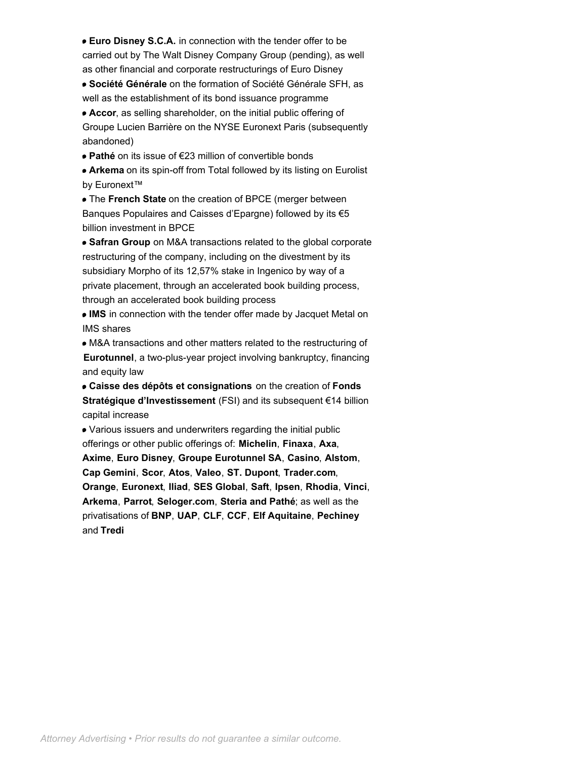- **Euro Disney S.C.A.** in connection with the tender offer to be carried out by The Walt Disney Company Group (pending), as well as other financial and corporate restructurings of Euro Disney
- **Société Générale** on the formation of Société Générale SFH, as well as the establishment of its bond issuance programme
- **Accor**, as selling shareholder, on the initial public offering of Groupe Lucien Barrière on the NYSE Euronext Paris (subsequently abandoned)
- **Pathé** on its issue of €23 million of convertible bonds
- **Arkema** on its spin-off from Total followed by its listing on Eurolist by Euronext™
- The **French State** on the creation of BPCE (merger between Banques Populaires and Caisses d'Epargne) followed by its €5 billion investment in BPCE
- **Safran Group** on M&A transactions related to the global corporate restructuring of the company, including on the divestment by its subsidiary Morpho of its 12,57% stake in Ingenico by way of a private placement, through an accelerated book building process, through an accelerated book building process
- **IMS** in connection with the tender offer made by Jacquet Metal on IMS shares
- M&A transactions and other matters related to the restructuring of **Eurotunnel**, a two-plus-year project involving bankruptcy, financing and equity law
- **Caisse des dépôts et consignations** on the creation of **Fonds Stratégique d'Investissement** (FSI) and its subsequent €14 billion capital increase
- Various issuers and underwriters regarding the initial public offerings or other public offerings of: **Michelin**, **Finaxa**, **Axa**, **Axime**, **Euro Disney**, **Groupe Eurotunnel SA**, **Casino**, **Alstom**, **Cap Gemini**, **Scor**, **Atos**, **Valeo**, **ST. Dupont**, **Trader.com**, **Orange**, **Euronext**, **Iliad**, **SES Global**, **Saft**, **Ipsen**, **Rhodia**, **Vinci**, **Arkema**, **Parrot**, **Seloger.com**, **Steria and Pathé**; as well as the privatisations of **BNP**, **UAP**, **CLF**, **CCF**, **Elf Aquitaine**, **Pechiney** and **Tredi**

*Attorney Advertising • Prior results do not guarantee a similar outcome.*